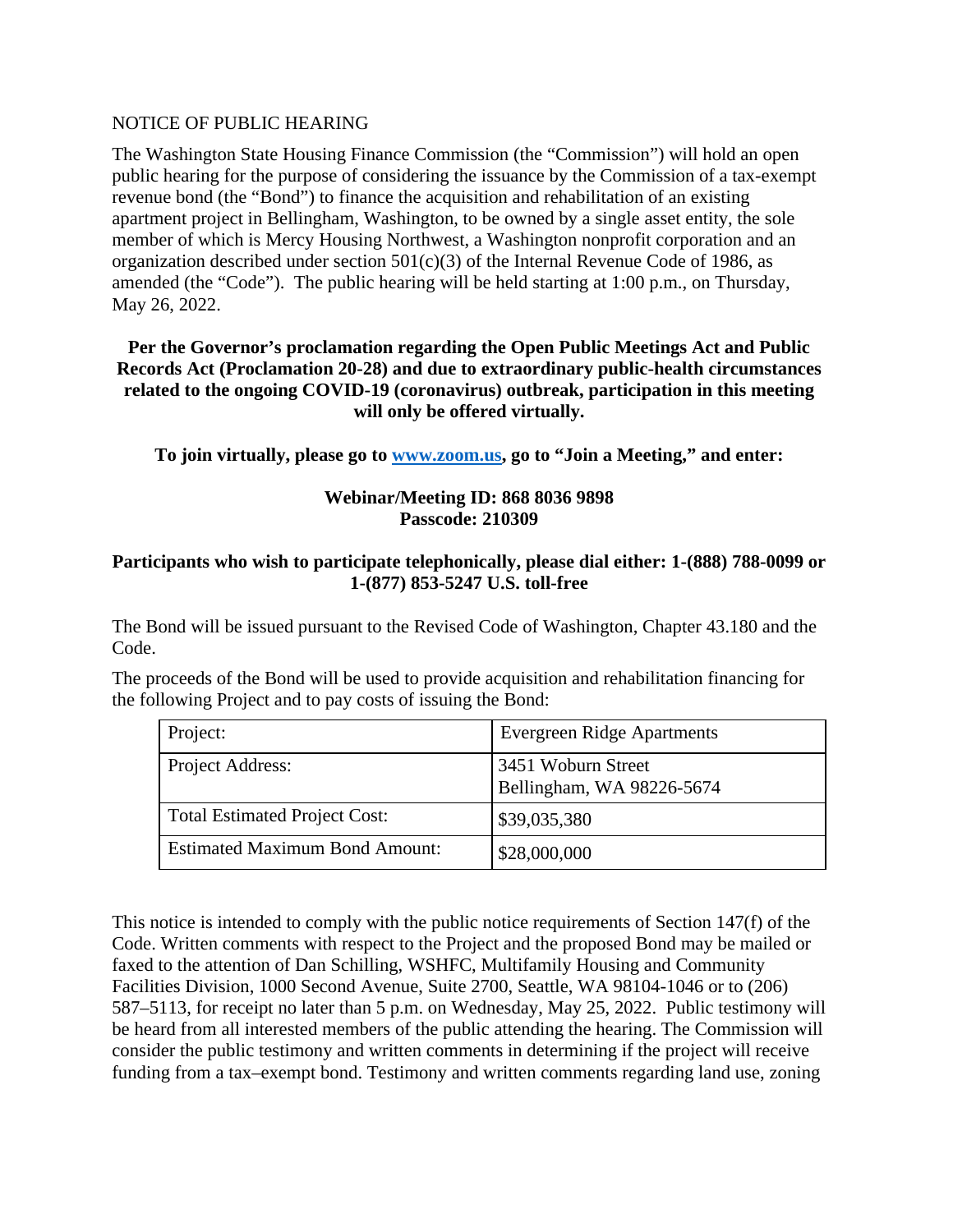NOTICE OF PUBLIC HEARING

The Washington State Housing Finance Commission (the "Commission") will hold an open public hearing for the purpose of considering the issuance by the Commission of a tax-exempt revenue bond (the "Bond") to finance the acquisition and rehabilitation of an existing apartment project in Bellingham, Washington, to be owned by a single asset entity, the sole member of which is Mercy Housing Northwest, a Washington nonprofit corporation and an organization described under section 501(c)(3) of the Internal Revenue Code of 1986, as amended (the "Code"). The public hearing will be held starting at 1:00 p.m., on Thursday, May 26, 2022.

**Per the Governor's proclamation regarding the Open Public Meetings Act and Public Records Act (Proclamation 20-28) and due to extraordinary public-health circumstances related to the ongoing COVID-19 (coronavirus) outbreak, participation in this meeting will only be offered virtually.**

**To join virtually, please go to [www.zoom.us](http://www.zoom.us), go to "Join a Meeting," and enter:**

**Webinar/Meeting ID: 868 8036 9898**
**Passcode: 210309**

**Participants who wish to participate telephonically, please dial either: 1-(888) 788-0099 or 1-(877) 853-5247 U.S. toll-free**

The Bond will be issued pursuant to the Revised Code of Washington, Chapter 43.180 and the Code.

The proceeds of the Bond will be used to provide acquisition and rehabilitation financing for the following Project and to pay costs of issuing the Bond:

| Project: | Evergreen Ridge Apartments |
|---|---|
| Project Address: | 3451 Woburn Street<br>Bellingham, WA 98226-5674 |
| Total Estimated Project Cost: | $39,035,380 |
| Estimated Maximum Bond Amount: | $28,000,000 |

This notice is intended to comply with the public notice requirements of Section 147(f) of the Code. Written comments with respect to the Project and the proposed Bond may be mailed or faxed to the attention of Dan Schilling, WSHFC, Multifamily Housing and Community Facilities Division, 1000 Second Avenue, Suite 2700, Seattle, WA 98104-1046 or to (206) 587–5113, for receipt no later than 5 p.m. on Wednesday, May 25, 2022. Public testimony will be heard from all interested members of the public attending the hearing. The Commission will consider the public testimony and written comments in determining if the project will receive funding from a tax–exempt bond. Testimony and written comments regarding land use, zoning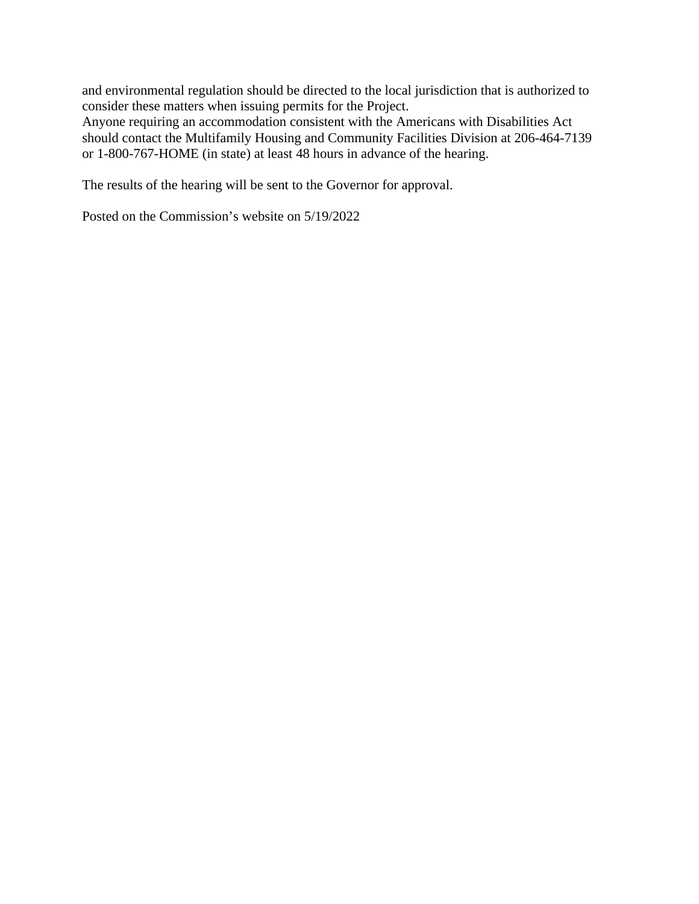and environmental regulation should be directed to the local jurisdiction that is authorized to consider these matters when issuing permits for the Project.
Anyone requiring an accommodation consistent with the Americans with Disabilities Act should contact the Multifamily Housing and Community Facilities Division at 206-464-7139 or 1-800-767-HOME (in state) at least 48 hours in advance of the hearing.

The results of the hearing will be sent to the Governor for approval.

Posted on the Commission's website on 5/19/2022